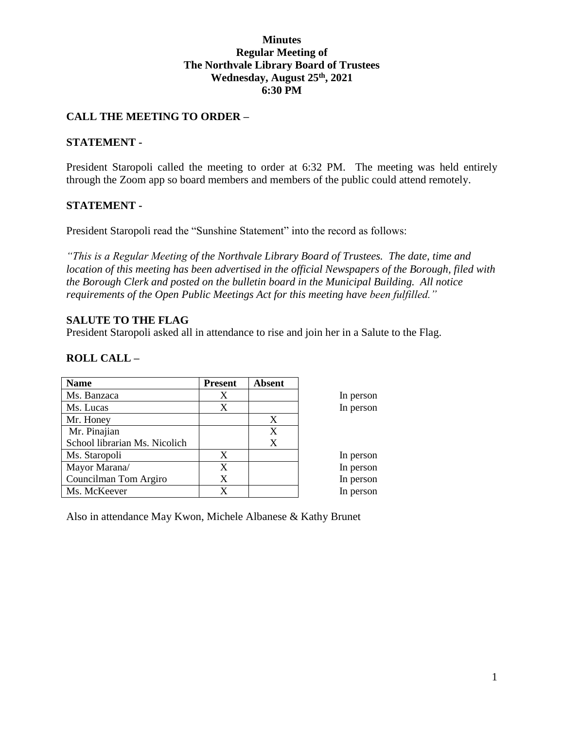**Minutes**
**Regular Meeting of**
**The Northvale Library Board of Trustees**
**Wednesday, August 25th, 2021**
**6:30 PM**

## CALL THE MEETING TO ORDER –

## STATEMENT -

President Staropoli called the meeting to order at 6:32 PM. The meeting was held entirely through the Zoom app so board members and members of the public could attend remotely.

## STATEMENT -

President Staropoli read the "Sunshine Statement" into the record as follows:

*"This is a Regular Meeting of the Northvale Library Board of Trustees. The date, time and location of this meeting has been advertised in the official Newspapers of the Borough, filed with the Borough Clerk and posted on the bulletin board in the Municipal Building. All notice requirements of the Open Public Meetings Act for this meeting have been fulfilled."*

## SALUTE TO THE FLAG

President Staropoli asked all in attendance to rise and join her in a Salute to the Flag.

## ROLL CALL –

| Name | Present | Absent | |
|---|---|---|---|
| Ms. Banzaca | X | | In person |
| Ms. Lucas | X | | In person |
| Mr. Honey | | X | |
| Mr. Pinajian | | X | |
| School librarian Ms. Nicolich | | X | |
| Ms. Staropoli | X | | In person |
| Mayor Marana/ | X | | In person |
| Councilman Tom Argiro | X | | In person |
| Ms. McKeever | X | | In person |

Also in attendance May Kwon, Michele Albanese & Kathy Brunet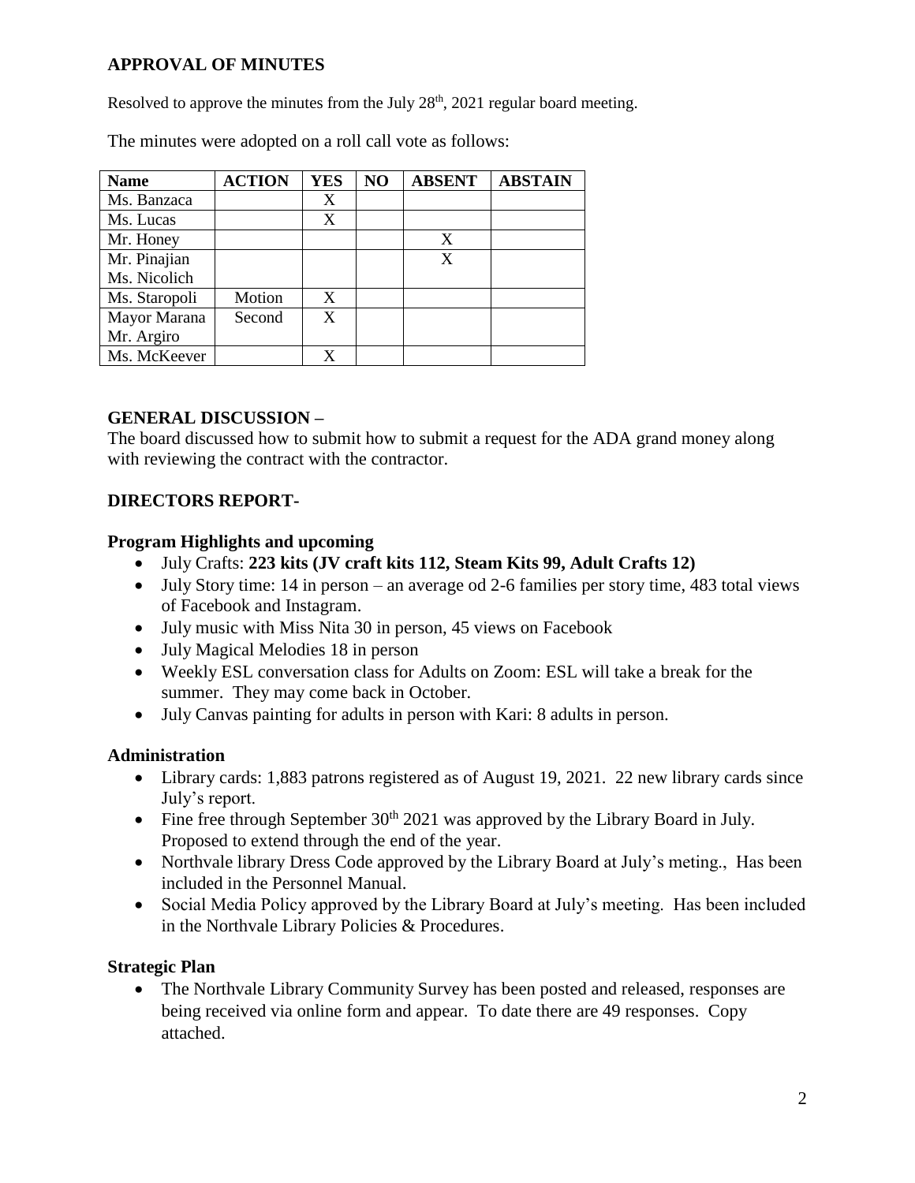## APPROVAL OF MINUTES

Resolved to approve the minutes from the July 28th, 2021 regular board meeting.

The minutes were adopted on a roll call vote as follows:

| Name | ACTION | YES | NO | ABSENT | ABSTAIN |
|---|---|---|---|---|---|
| Ms. Banzaca | | X | | | |
| Ms. Lucas | | X | | | |
| Mr. Honey | | | | X | |
| Mr. Pinajian<br>Ms. Nicolich | | | | X | |
| Ms. Staropoli | Motion | X | | | |
| Mayor Marana<br>Mr. Argiro | Second | X | | | |
| Ms. McKeever | | X | | | |

## GENERAL DISCUSSION –

The board discussed how to submit how to submit a request for the ADA grand money along with reviewing the contract with the contractor.

## DIRECTORS REPORT-

### Program Highlights and upcoming

- July Crafts: **223 kits (JV craft kits 112, Steam Kits 99, Adult Crafts 12)**
- July Story time: 14 in person – an average od 2-6 families per story time, 483 total views of Facebook and Instagram.
- July music with Miss Nita 30 in person, 45 views on Facebook
- July Magical Melodies 18 in person
- Weekly ESL conversation class for Adults on Zoom: ESL will take a break for the summer. They may come back in October.
- July Canvas painting for adults in person with Kari: 8 adults in person.

### Administration

- Library cards: 1,883 patrons registered as of August 19, 2021. 22 new library cards since July's report.
- Fine free through September 30th 2021 was approved by the Library Board in July. Proposed to extend through the end of the year.
- Northvale library Dress Code approved by the Library Board at July's meting., Has been included in the Personnel Manual.
- Social Media Policy approved by the Library Board at July's meeting. Has been included in the Northvale Library Policies & Procedures.

### Strategic Plan

- The Northvale Library Community Survey has been posted and released, responses are being received via online form and appear. To date there are 49 responses. Copy attached.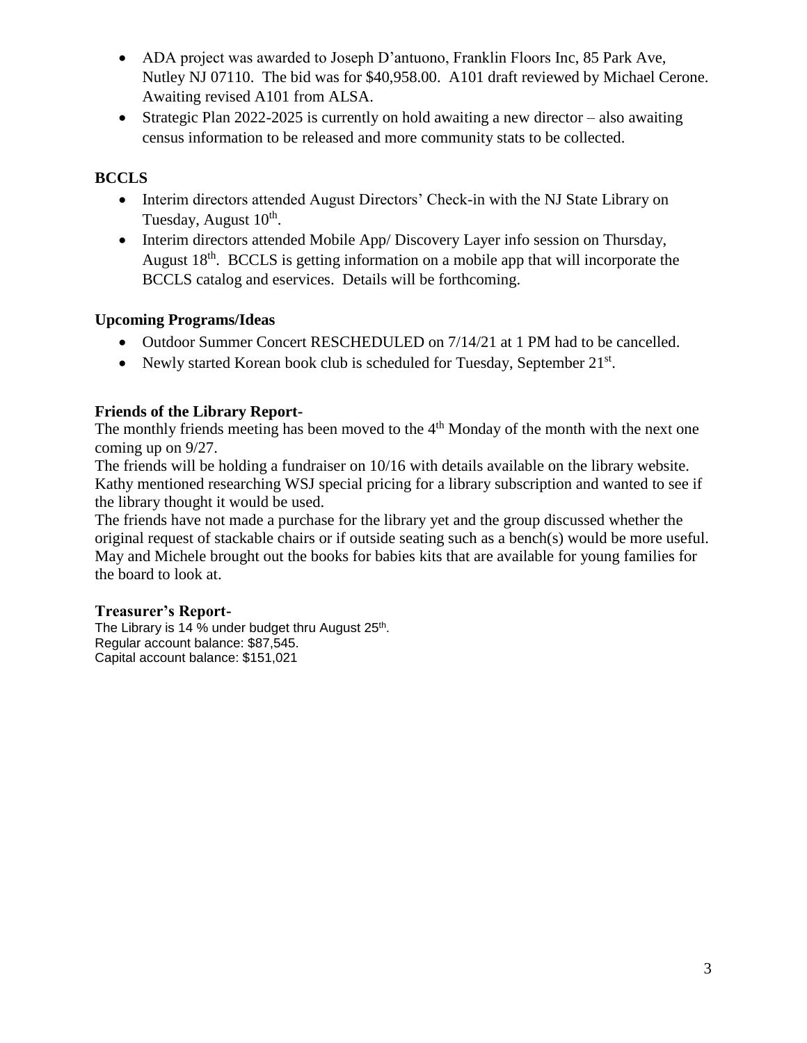- ADA project was awarded to Joseph D'antuono, Franklin Floors Inc, 85 Park Ave, Nutley NJ 07110. The bid was for $40,958.00. A101 draft reviewed by Michael Cerone. Awaiting revised A101 from ALSA.
- Strategic Plan 2022-2025 is currently on hold awaiting a new director – also awaiting census information to be released and more community stats to be collected.

**BCCLS**

- Interim directors attended August Directors' Check-in with the NJ State Library on Tuesday, August 10th.
- Interim directors attended Mobile App/ Discovery Layer info session on Thursday, August 18th. BCCLS is getting information on a mobile app that will incorporate the BCCLS catalog and eservices. Details will be forthcoming.

**Upcoming Programs/Ideas**

- Outdoor Summer Concert RESCHEDULED on 7/14/21 at 1 PM had to be cancelled.
- Newly started Korean book club is scheduled for Tuesday, September 21st.

**Friends of the Library Report-**

The monthly friends meeting has been moved to the 4th Monday of the month with the next one coming up on 9/27.

The friends will be holding a fundraiser on 10/16 with details available on the library website. Kathy mentioned researching WSJ special pricing for a library subscription and wanted to see if the library thought it would be used.

The friends have not made a purchase for the library yet and the group discussed whether the original request of stackable chairs or if outside seating such as a bench(s) would be more useful. May and Michele brought out the books for babies kits that are available for young families for the board to look at.

**Treasurer's Report-**

The Library is 14 % under budget thru August 25th.
Regular account balance: $87,545.
Capital account balance: $151,021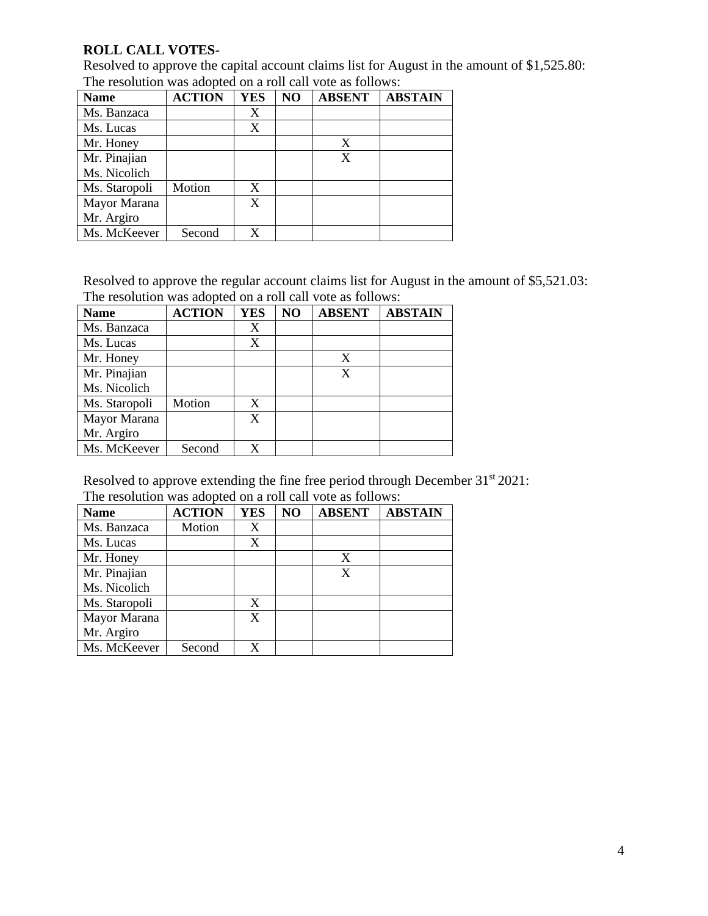**ROLL CALL VOTES-**

Resolved to approve the capital account claims list for August in the amount of $1,525.80:
The resolution was adopted on a roll call vote as follows:

| Name | ACTION | YES | NO | ABSENT | ABSTAIN |
|---|---|---|---|---|---|
| Ms. Banzaca | | X | | | |
| Ms. Lucas | | X | | | |
| Mr. Honey | | | | X | |
| Mr. Pinajian<br>Ms. Nicolich | | | | X | |
| Ms. Staropoli | Motion | X | | | |
| Mayor Marana<br>Mr. Argiro | | X | | | |
| Ms. McKeever | Second | X | | | |

Resolved to approve the regular account claims list for August in the amount of $5,521.03:
The resolution was adopted on a roll call vote as follows:

| Name | ACTION | YES | NO | ABSENT | ABSTAIN |
|---|---|---|---|---|---|
| Ms. Banzaca | | X | | | |
| Ms. Lucas | | X | | | |
| Mr. Honey | | | | X | |
| Mr. Pinajian<br>Ms. Nicolich | | | | X | |
| Ms. Staropoli | Motion | X | | | |
| Mayor Marana<br>Mr. Argiro | | X | | | |
| Ms. McKeever | Second | X | | | |

Resolved to approve extending the fine free period through December 31st 2021:
The resolution was adopted on a roll call vote as follows:

| Name | ACTION | YES | NO | ABSENT | ABSTAIN |
|---|---|---|---|---|---|
| Ms. Banzaca | Motion | X | | | |
| Ms. Lucas | | X | | | |
| Mr. Honey | | | | X | |
| Mr. Pinajian<br>Ms. Nicolich | | | | X | |
| Ms. Staropoli | | X | | | |
| Mayor Marana<br>Mr. Argiro | | X | | | |
| Ms. McKeever | Second | X | | | |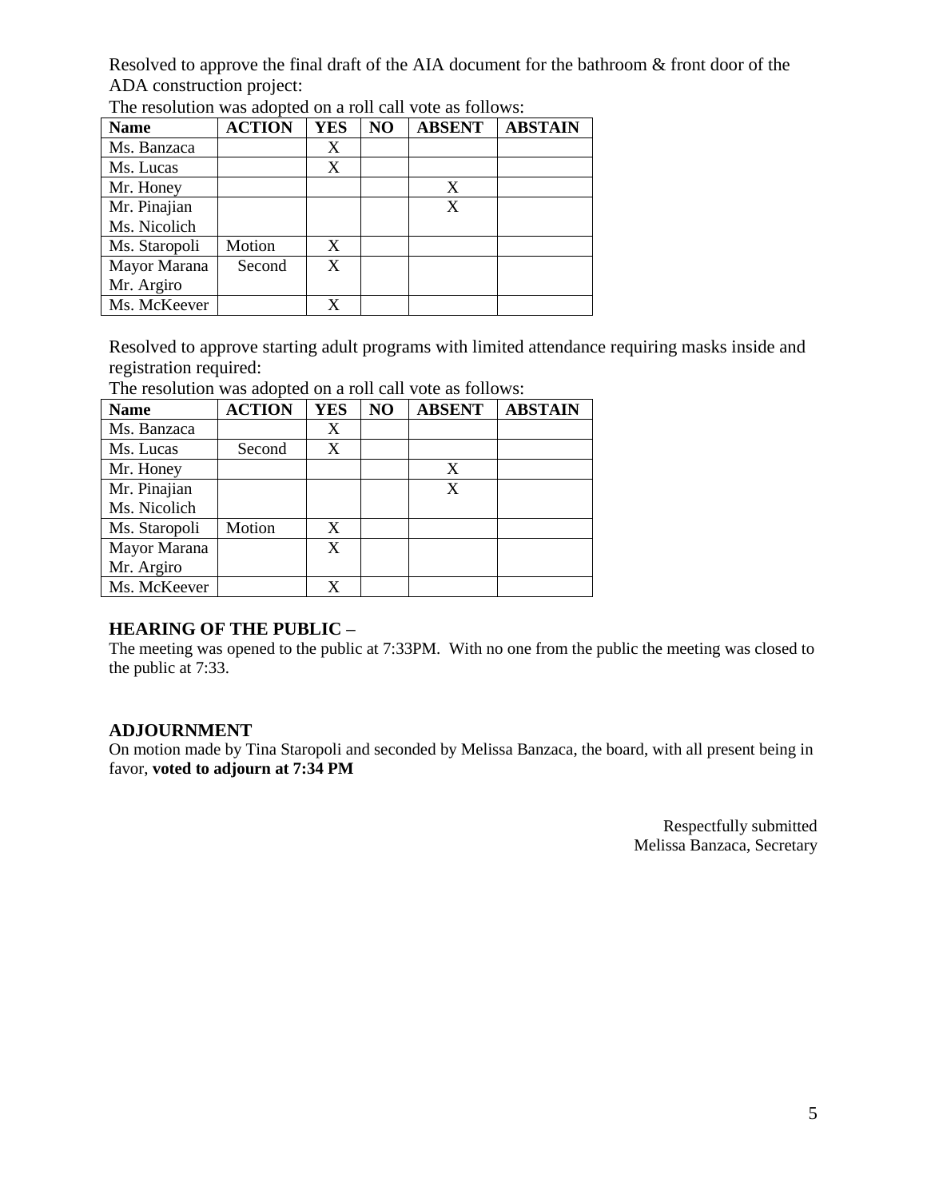Resolved to approve the final draft of the AIA document for the bathroom & front door of the ADA construction project:

The resolution was adopted on a roll call vote as follows:

| Name | ACTION | YES | NO | ABSENT | ABSTAIN |
|---|---|---|---|---|---|
| Ms. Banzaca | | X | | | |
| Ms. Lucas | | X | | | |
| Mr. Honey | | | | X | |
| Mr. Pinajian<br>Ms. Nicolich | | | | X | |
| Ms. Staropoli | Motion | X | | | |
| Mayor Marana<br>Mr. Argiro | Second | X | | | |
| Ms. McKeever | | X | | | |

Resolved to approve starting adult programs with limited attendance requiring masks inside and registration required:

The resolution was adopted on a roll call vote as follows:

| Name | ACTION | YES | NO | ABSENT | ABSTAIN |
|---|---|---|---|---|---|
| Ms. Banzaca | | X | | | |
| Ms. Lucas | Second | X | | | |
| Mr. Honey | | | | X | |
| Mr. Pinajian<br>Ms. Nicolich | | | | X | |
| Ms. Staropoli | Motion | X | | | |
| Mayor Marana<br>Mr. Argiro | | X | | | |
| Ms. McKeever | | X | | | |

## HEARING OF THE PUBLIC –

The meeting was opened to the public at 7:33PM. With no one from the public the meeting was closed to the public at 7:33.

## ADJOURNMENT

On motion made by Tina Staropoli and seconded by Melissa Banzaca, the board, with all present being in favor, **voted to adjourn at 7:34 PM**

Respectfully submitted
Melissa Banzaca, Secretary